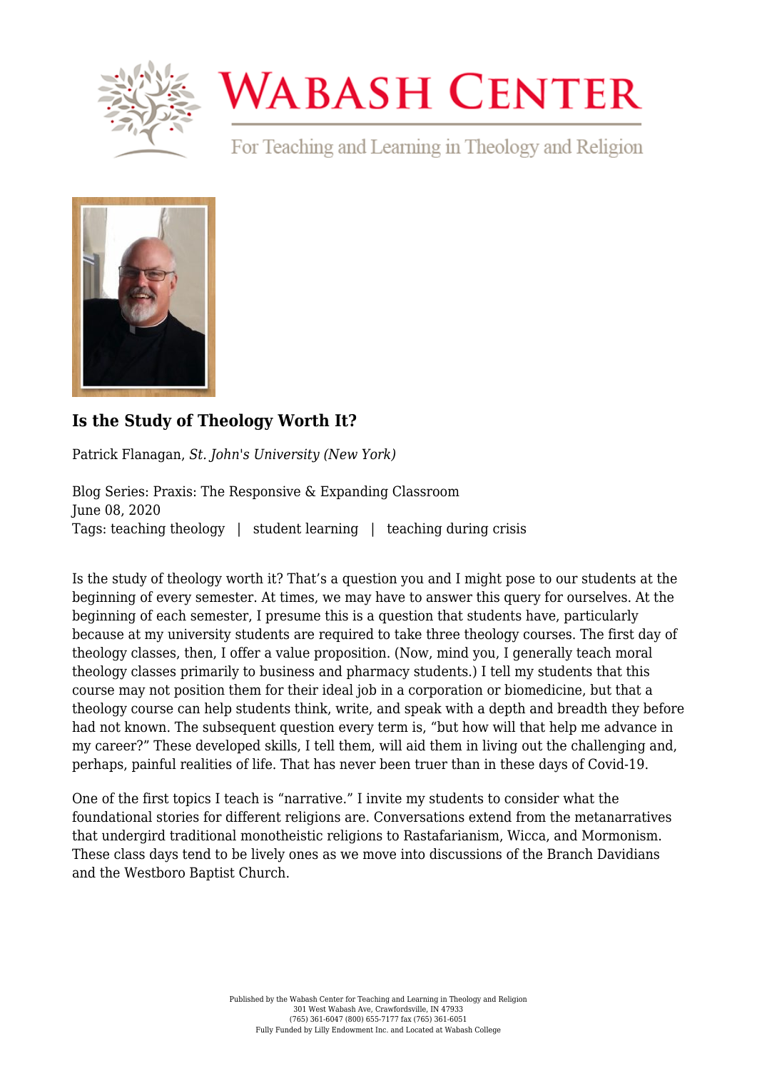# Is the Study of Theology Worth It?

Patrick Flanagan, *St. John's University (New York)*

Blog Series: Praxis: The Responsive & Expanding Classroom
June 08, 2020
Tags: teaching theology | student learning | teaching during crisis

Is the study of theology worth it? That's a question you and I might pose to our students at the beginning of every semester. At times, we may have to answer this query for ourselves. At the beginning of each semester, I presume this is a question that students have, particularly because at my university students are required to take three theology courses. The first day of theology classes, then, I offer a value proposition. (Now, mind you, I generally teach moral theology classes primarily to business and pharmacy students.) I tell my students that this course may not position them for their ideal job in a corporation or biomedicine, but that a theology course can help students think, write, and speak with a depth and breadth they before had not known. The subsequent question every term is, "but how will that help me advance in my career?" These developed skills, I tell them, will aid them in living out the challenging and, perhaps, painful realities of life. That has never been truer than in these days of Covid-19.

One of the first topics I teach is "narrative." I invite my students to consider what the foundational stories for different religions are. Conversations extend from the metanarratives that undergird traditional monotheistic religions to Rastafarianism, Wicca, and Mormonism. These class days tend to be lively ones as we move into discussions of the Branch Davidians and the Westboro Baptist Church.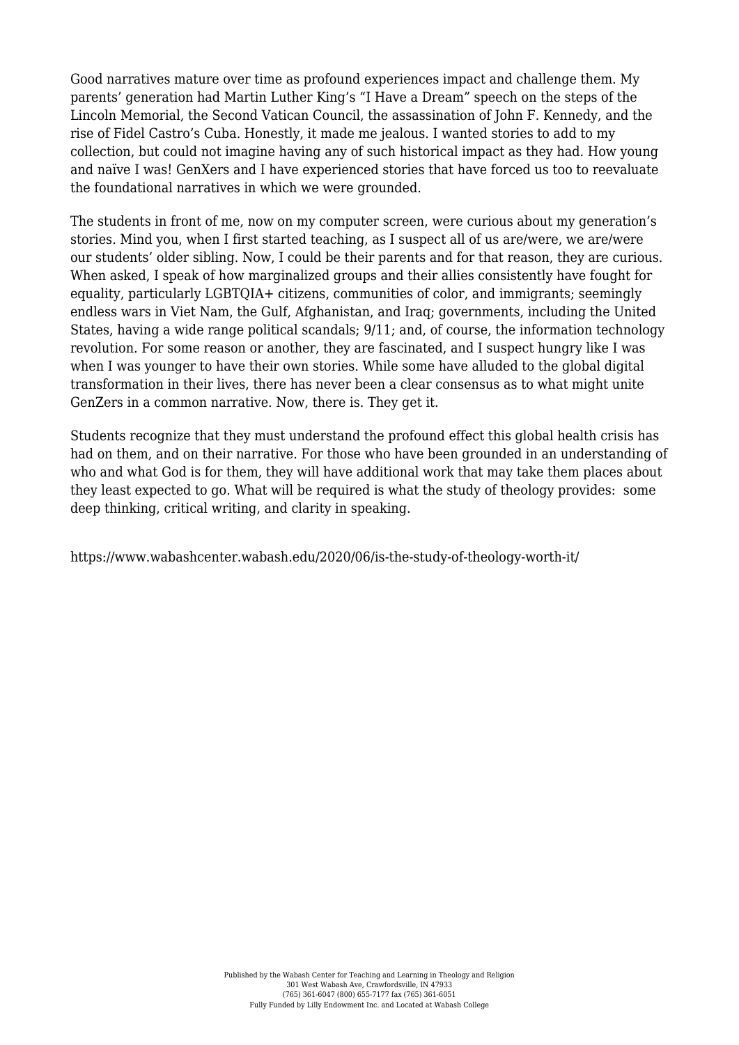Good narratives mature over time as profound experiences impact and challenge them. My parents' generation had Martin Luther King's "I Have a Dream" speech on the steps of the Lincoln Memorial, the Second Vatican Council, the assassination of John F. Kennedy, and the rise of Fidel Castro's Cuba. Honestly, it made me jealous. I wanted stories to add to my collection, but could not imagine having any of such historical impact as they had. How young and naïve I was! GenXers and I have experienced stories that have forced us too to reevaluate the foundational narratives in which we were grounded.

The students in front of me, now on my computer screen, were curious about my generation's stories. Mind you, when I first started teaching, as I suspect all of us are/were, we are/were our students' older sibling. Now, I could be their parents and for that reason, they are curious. When asked, I speak of how marginalized groups and their allies consistently have fought for equality, particularly LGBTQIA+ citizens, communities of color, and immigrants; seemingly endless wars in Viet Nam, the Gulf, Afghanistan, and Iraq; governments, including the United States, having a wide range political scandals; 9/11; and, of course, the information technology revolution. For some reason or another, they are fascinated, and I suspect hungry like I was when I was younger to have their own stories. While some have alluded to the global digital transformation in their lives, there has never been a clear consensus as to what might unite GenZers in a common narrative. Now, there is. They get it.

Students recognize that they must understand the profound effect this global health crisis has had on them, and on their narrative. For those who have been grounded in an understanding of who and what God is for them, they will have additional work that may take them places about they least expected to go. What will be required is what the study of theology provides: some deep thinking, critical writing, and clarity in speaking.

https://www.wabashcenter.wabash.edu/2020/06/is-the-study-of-theology-worth-it/